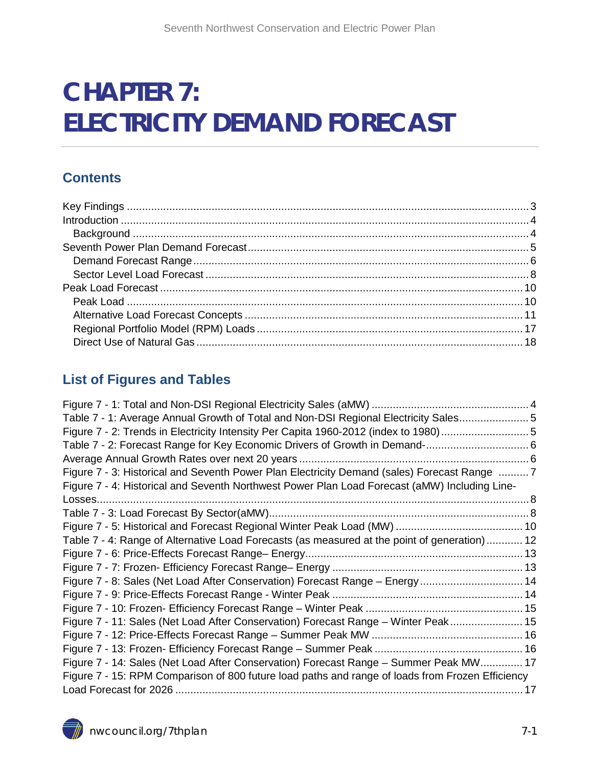# CHAPTER 7: ELECTRICITY DEMAND FORECAST

## Contents

Key Findings ..................................................................................................................... 3
Introduction ....................................................................................................................... 4
  Background .................................................................................................................... 4
Seventh Power Plan Demand Forecast ............................................................................. 5
  Demand Forecast Range ................................................................................................ 6
  Sector Level Load Forecast ............................................................................................ 8
Peak Load Forecast ......................................................................................................... 10
  Peak Load .................................................................................................................... 10
  Alternative Load Forecast Concepts ............................................................................. 11
  Regional Portfolio Model (RPM) Loads ......................................................................... 17
  Direct Use of Natural Gas ............................................................................................. 18

## List of Figures and Tables

Figure 7 - 1: Total and Non-DSI Regional Electricity Sales (aMW) .................................................... 4
Table 7 - 1: Average Annual Growth of Total and Non-DSI Regional Electricity Sales....................... 5
Figure 7 - 2: Trends in Electricity Intensity Per Capita 1960-2012 (index to 1980) ............................. 5
Table 7 - 2: Forecast Range for Key Economic Drivers of Growth in Demand- ................................. 6
Average Annual Growth Rates over next 20 years ............................................................................ 6
Figure 7 - 3: Historical and Seventh Power Plan Electricity Demand (sales) Forecast Range .......... 7
Figure 7 - 4: Historical and Seventh Northwest Power Plan Load Forecast (aMW) Including Line-Losses................................................................................................................................... 8
Table 7 - 3: Load Forecast By Sector(aMW)...................................................................................... 8
Figure 7 - 5: Historical and Forecast Regional Winter Peak Load (MW) .......................................... 10
Table 7 - 4: Range of Alternative Load Forecasts (as measured at the point of generation)............ 12
Figure 7 - 6: Price-Effects Forecast Range– Energy........................................................................ 13
Figure 7 - 7: Frozen- Efficiency Forecast Range– Energy ............................................................... 13
Figure 7 - 8: Sales (Net Load After Conservation) Forecast Range – Energy.................................. 14
Figure 7 - 9: Price-Effects Forecast Range - Winter Peak .............................................................. 14
Figure 7 - 10: Frozen- Efficiency Forecast Range – Winter Peak .................................................... 15
Figure 7 - 11: Sales (Net Load After Conservation) Forecast Range – Winter Peak........................ 15
Figure 7 - 12: Price-Effects Forecast Range – Summer Peak MW .................................................. 16
Figure 7 - 13: Frozen- Efficiency Forecast Range – Summer Peak ................................................. 16
Figure 7 - 14: Sales (Net Load After Conservation) Forecast Range – Summer Peak MW.............. 17
Figure 7 - 15: RPM Comparison of 800 future load paths and range of loads from Frozen Efficiency Load Forecast for 2026 ................................................................................................................... 17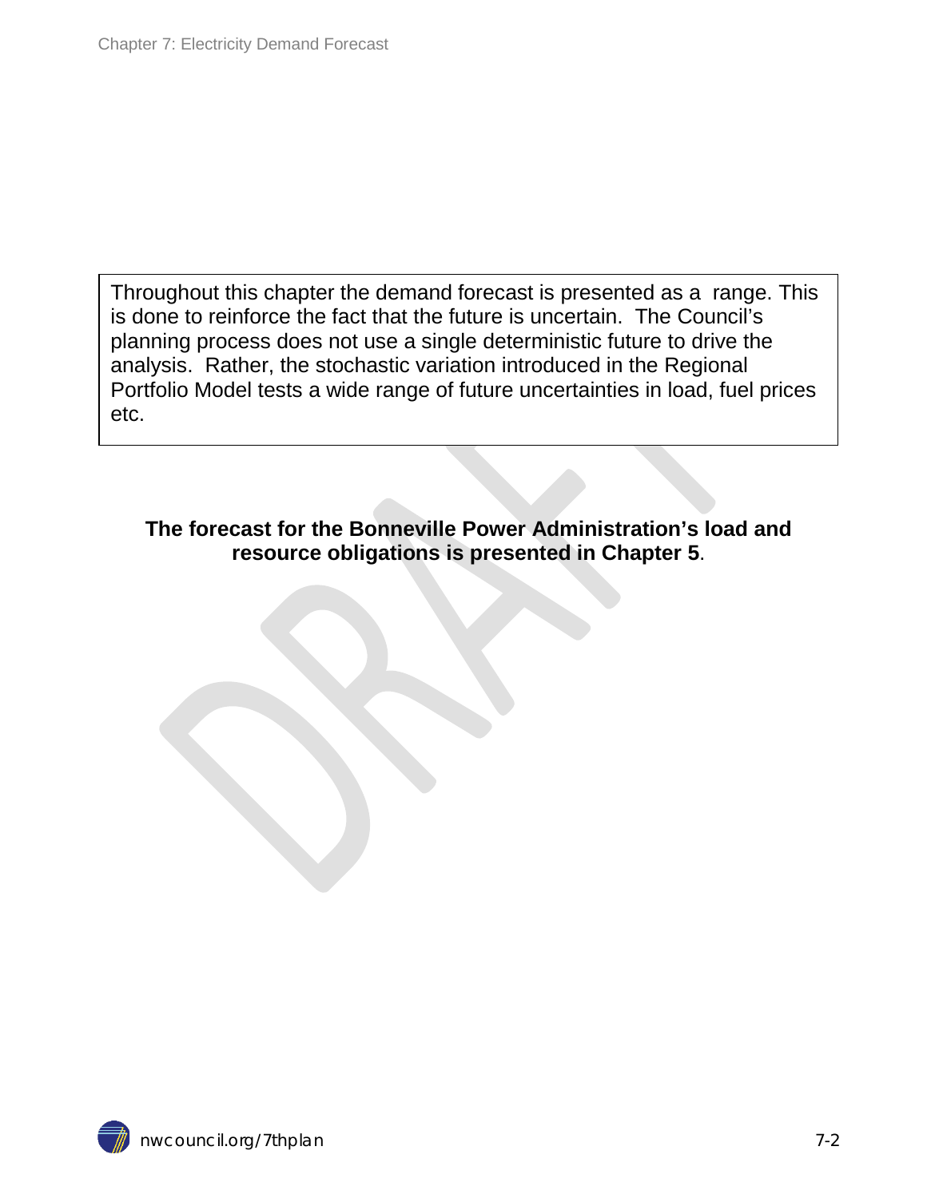Throughout this chapter the demand forecast is presented as a range. This is done to reinforce the fact that the future is uncertain. The Council's planning process does not use a single deterministic future to drive the analysis. Rather, the stochastic variation introduced in the Regional Portfolio Model tests a wide range of future uncertainties in load, fuel prices etc.

**The forecast for the Bonneville Power Administration's load and resource obligations is presented in Chapter 5**.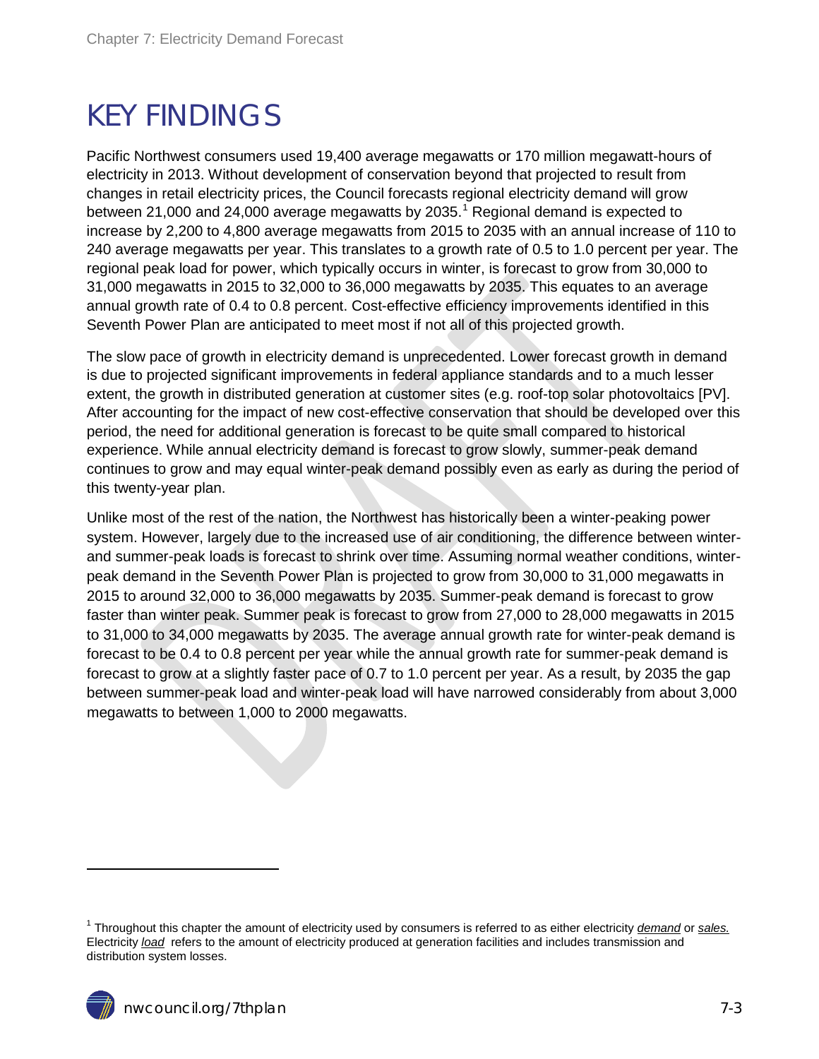# KEY FINDINGS

Pacific Northwest consumers used 19,400 average megawatts or 170 million megawatt-hours of electricity in 2013. Without development of conservation beyond that projected to result from changes in retail electricity prices, the Council forecasts regional electricity demand will grow between 21,000 and 24,000 average megawatts by 2035.[1] Regional demand is expected to increase by 2,200 to 4,800 average megawatts from 2015 to 2035 with an annual increase of 110 to 240 average megawatts per year. This translates to a growth rate of 0.5 to 1.0 percent per year. The regional peak load for power, which typically occurs in winter, is forecast to grow from 30,000 to 31,000 megawatts in 2015 to 32,000 to 36,000 megawatts by 2035. This equates to an average annual growth rate of 0.4 to 0.8 percent. Cost-effective efficiency improvements identified in this Seventh Power Plan are anticipated to meet most if not all of this projected growth.

The slow pace of growth in electricity demand is unprecedented. Lower forecast growth in demand is due to projected significant improvements in federal appliance standards and to a much lesser extent, the growth in distributed generation at customer sites (e.g. roof-top solar photovoltaics [PV]. After accounting for the impact of new cost-effective conservation that should be developed over this period, the need for additional generation is forecast to be quite small compared to historical experience. While annual electricity demand is forecast to grow slowly, summer-peak demand continues to grow and may equal winter-peak demand possibly even as early as during the period of this twenty-year plan.

Unlike most of the rest of the nation, the Northwest has historically been a winter-peaking power system. However, largely due to the increased use of air conditioning, the difference between winter- and summer-peak loads is forecast to shrink over time. Assuming normal weather conditions, winter-peak demand in the Seventh Power Plan is projected to grow from 30,000 to 31,000 megawatts in 2015 to around 32,000 to 36,000 megawatts by 2035. Summer-peak demand is forecast to grow faster than winter peak. Summer peak is forecast to grow from 27,000 to 28,000 megawatts in 2015 to 31,000 to 34,000 megawatts by 2035. The average annual growth rate for winter-peak demand is forecast to be 0.4 to 0.8 percent per year while the annual growth rate for summer-peak demand is forecast to grow at a slightly faster pace of 0.7 to 1.0 percent per year. As a result, by 2035 the gap between summer-peak load and winter-peak load will have narrowed considerably from about 3,000 megawatts to between 1,000 to 2000 megawatts.

---

[1] Throughout this chapter the amount of electricity used by consumers is referred to as either electricity *demand* or *sales.* Electricity *load* refers to the amount of electricity produced at generation facilities and includes transmission and distribution system losses.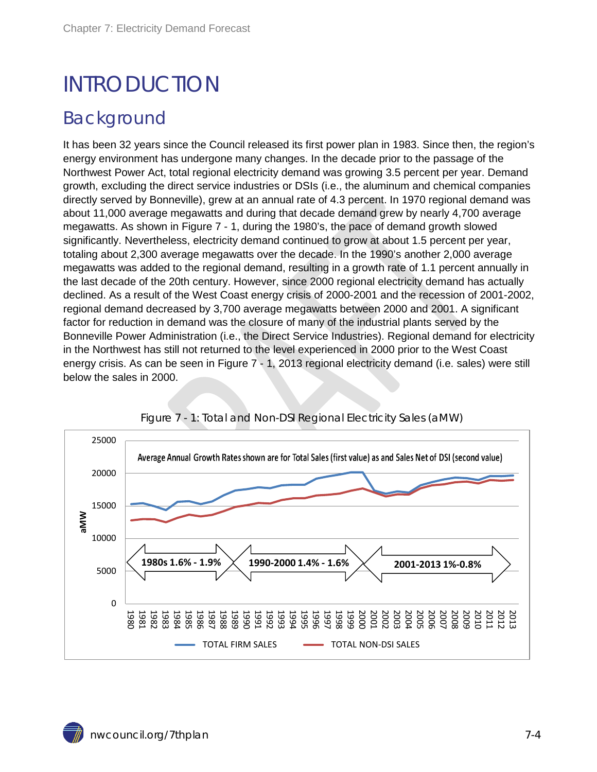# INTRODUCTION

## Background

It has been 32 years since the Council released its first power plan in 1983. Since then, the region's energy environment has undergone many changes. In the decade prior to the passage of the Northwest Power Act, total regional electricity demand was growing 3.5 percent per year. Demand growth, excluding the direct service industries or DSIs (i.e., the aluminum and chemical companies directly served by Bonneville), grew at an annual rate of 4.3 percent. In 1970 regional demand was about 11,000 average megawatts and during that decade demand grew by nearly 4,700 average megawatts. As shown in Figure 7 - 1, during the 1980's, the pace of demand growth slowed significantly. Nevertheless, electricity demand continued to grow at about 1.5 percent per year, totaling about 2,300 average megawatts over the decade. In the 1990's another 2,000 average megawatts was added to the regional demand, resulting in a growth rate of 1.1 percent annually in the last decade of the 20th century. However, since 2000 regional electricity demand has actually declined. As a result of the West Coast energy crisis of 2000-2001 and the recession of 2001-2002, regional demand decreased by 3,700 average megawatts between 2000 and 2001. A significant factor for reduction in demand was the closure of many of the industrial plants served by the Bonneville Power Administration (i.e., the Direct Service Industries). Regional demand for electricity in the Northwest has still not returned to the level experienced in 2000 prior to the West Coast energy crisis. As can be seen in Figure 7 - 1, 2013 regional electricity demand (i.e. sales) were still below the sales in 2000.

Figure 7 - 1: Total and Non-DSI Regional Electricity Sales (aMW)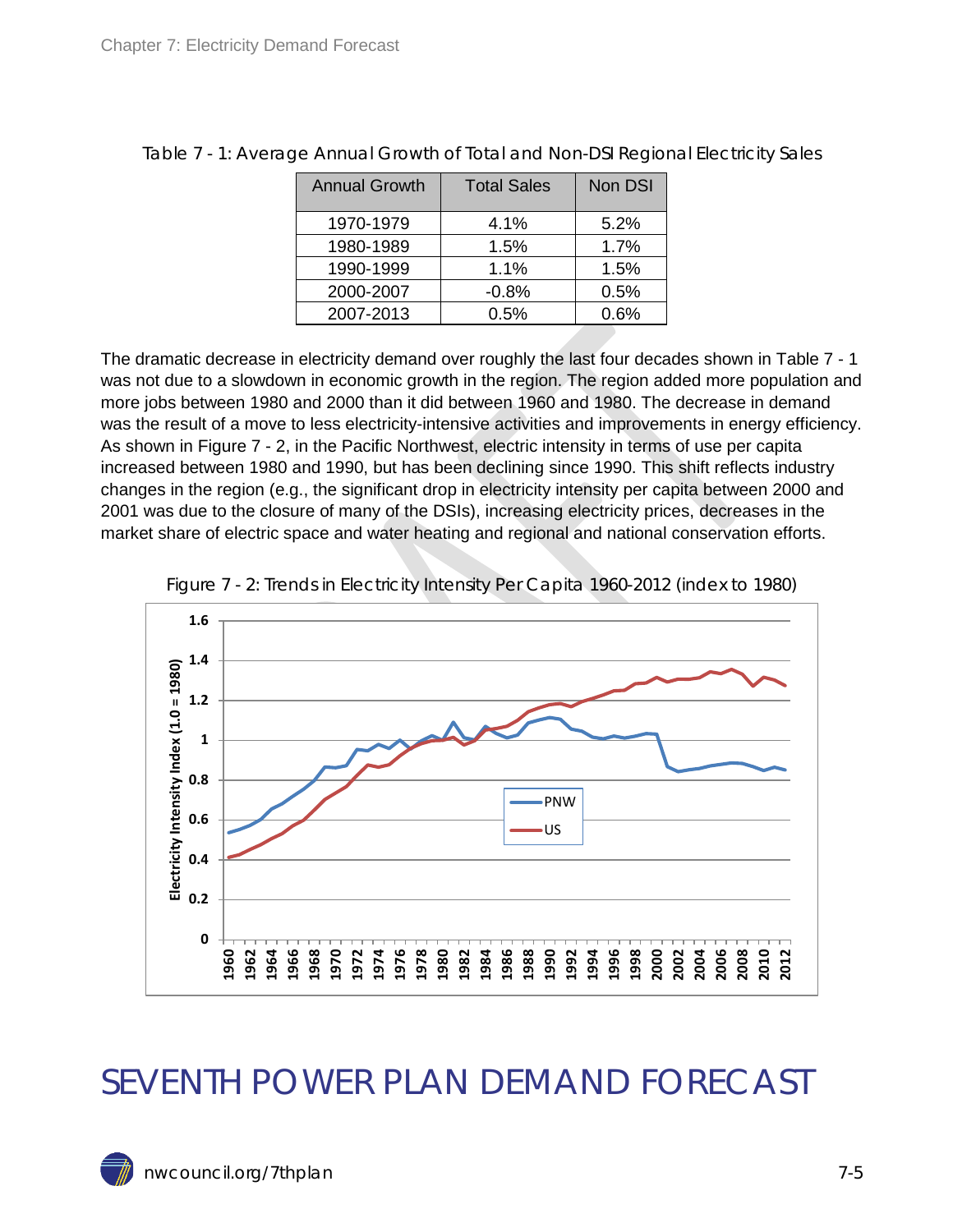Table 7 - 1: Average Annual Growth of Total and Non-DSI Regional Electricity Sales

| Annual Growth | Total Sales | Non DSI |
|---|---|---|
| 1970-1979 | 4.1% | 5.2% |
| 1980-1989 | 1.5% | 1.7% |
| 1990-1999 | 1.1% | 1.5% |
| 2000-2007 | -0.8% | 0.5% |
| 2007-2013 | 0.5% | 0.6% |

The dramatic decrease in electricity demand over roughly the last four decades shown in Table 7 - 1 was not due to a slowdown in economic growth in the region. The region added more population and more jobs between 1980 and 2000 than it did between 1960 and 1980. The decrease in demand was the result of a move to less electricity-intensive activities and improvements in energy efficiency. As shown in Figure 7 - 2, in the Pacific Northwest, electric intensity in terms of use per capita increased between 1980 and 1990, but has been declining since 1990. This shift reflects industry changes in the region (e.g., the significant drop in electricity intensity per capita between 2000 and 2001 was due to the closure of many of the DSIs), increasing electricity prices, decreases in the market share of electric space and water heating and regional and national conservation efforts.

Figure 7 - 2: Trends in Electricity Intensity Per Capita 1960-2012 (index to 1980)

# SEVENTH POWER PLAN DEMAND FORECAST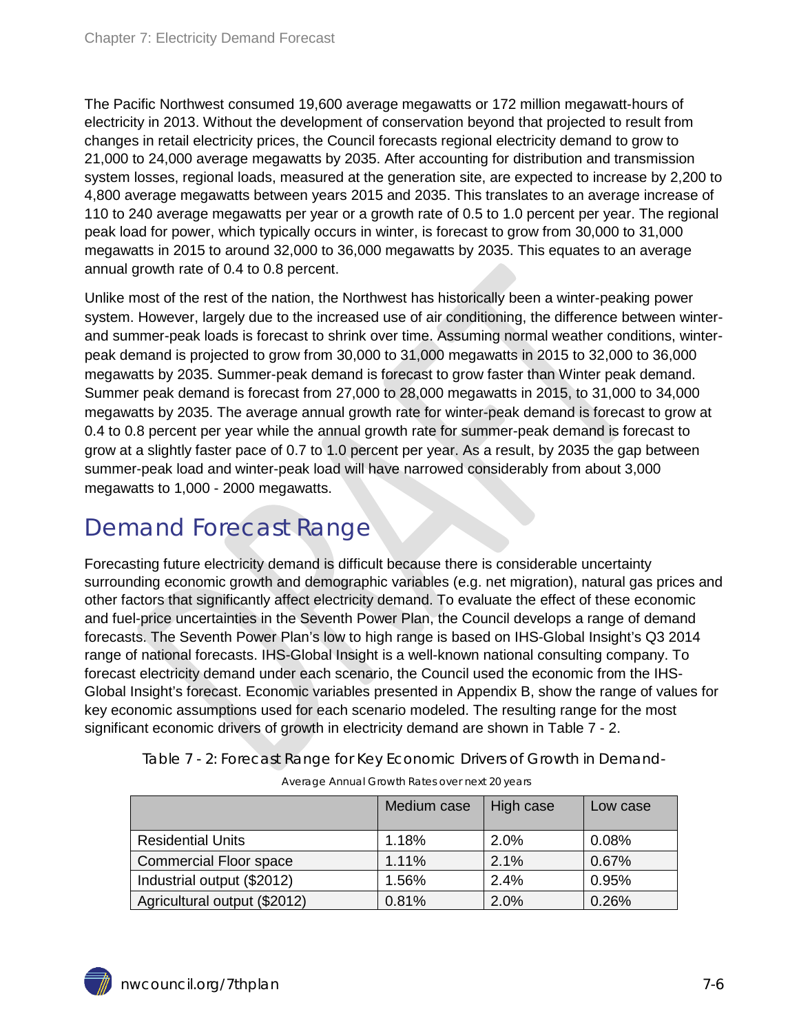The Pacific Northwest consumed 19,600 average megawatts or 172 million megawatt-hours of electricity in 2013. Without the development of conservation beyond that projected to result from changes in retail electricity prices, the Council forecasts regional electricity demand to grow to 21,000 to 24,000 average megawatts by 2035. After accounting for distribution and transmission system losses, regional loads, measured at the generation site, are expected to increase by 2,200 to 4,800 average megawatts between years 2015 and 2035. This translates to an average increase of 110 to 240 average megawatts per year or a growth rate of 0.5 to 1.0 percent per year. The regional peak load for power, which typically occurs in winter, is forecast to grow from 30,000 to 31,000 megawatts in 2015 to around 32,000 to 36,000 megawatts by 2035. This equates to an average annual growth rate of 0.4 to 0.8 percent.

Unlike most of the rest of the nation, the Northwest has historically been a winter-peaking power system. However, largely due to the increased use of air conditioning, the difference between winter- and summer-peak loads is forecast to shrink over time. Assuming normal weather conditions, winter-peak demand is projected to grow from 30,000 to 31,000 megawatts in 2015 to 32,000 to 36,000 megawatts by 2035. Summer-peak demand is forecast to grow faster than Winter peak demand. Summer peak demand is forecast from 27,000 to 28,000 megawatts in 2015, to 31,000 to 34,000 megawatts by 2035. The average annual growth rate for winter-peak demand is forecast to grow at 0.4 to 0.8 percent per year while the annual growth rate for summer-peak demand is forecast to grow at a slightly faster pace of 0.7 to 1.0 percent per year. As a result, by 2035 the gap between summer-peak load and winter-peak load will have narrowed considerably from about 3,000 megawatts to 1,000 - 2000 megawatts.

# Demand Forecast Range

Forecasting future electricity demand is difficult because there is considerable uncertainty surrounding economic growth and demographic variables (e.g. net migration), natural gas prices and other factors that significantly affect electricity demand. To evaluate the effect of these economic and fuel-price uncertainties in the Seventh Power Plan, the Council develops a range of demand forecasts. The Seventh Power Plan's low to high range is based on IHS-Global Insight's Q3 2014 range of national forecasts. IHS-Global Insight is a well-known national consulting company. To forecast electricity demand under each scenario, the Council used the economic from the IHS-Global Insight's forecast. Economic variables presented in Appendix B, show the range of values for key economic assumptions used for each scenario modeled. The resulting range for the most significant economic drivers of growth in electricity demand are shown in Table 7 - 2.

Table 7 - 2: Forecast Range for Key Economic Drivers of Growth in Demand-

Average Annual Growth Rates over next 20 years

| | Medium case | High case | Low case |
|---|---|---|---|
| Residential Units | 1.18% | 2.0% | 0.08% |
| Commercial Floor space | 1.11% | 2.1% | 0.67% |
| Industrial output ($2012) | 1.56% | 2.4% | 0.95% |
| Agricultural output ($2012) | 0.81% | 2.0% | 0.26% |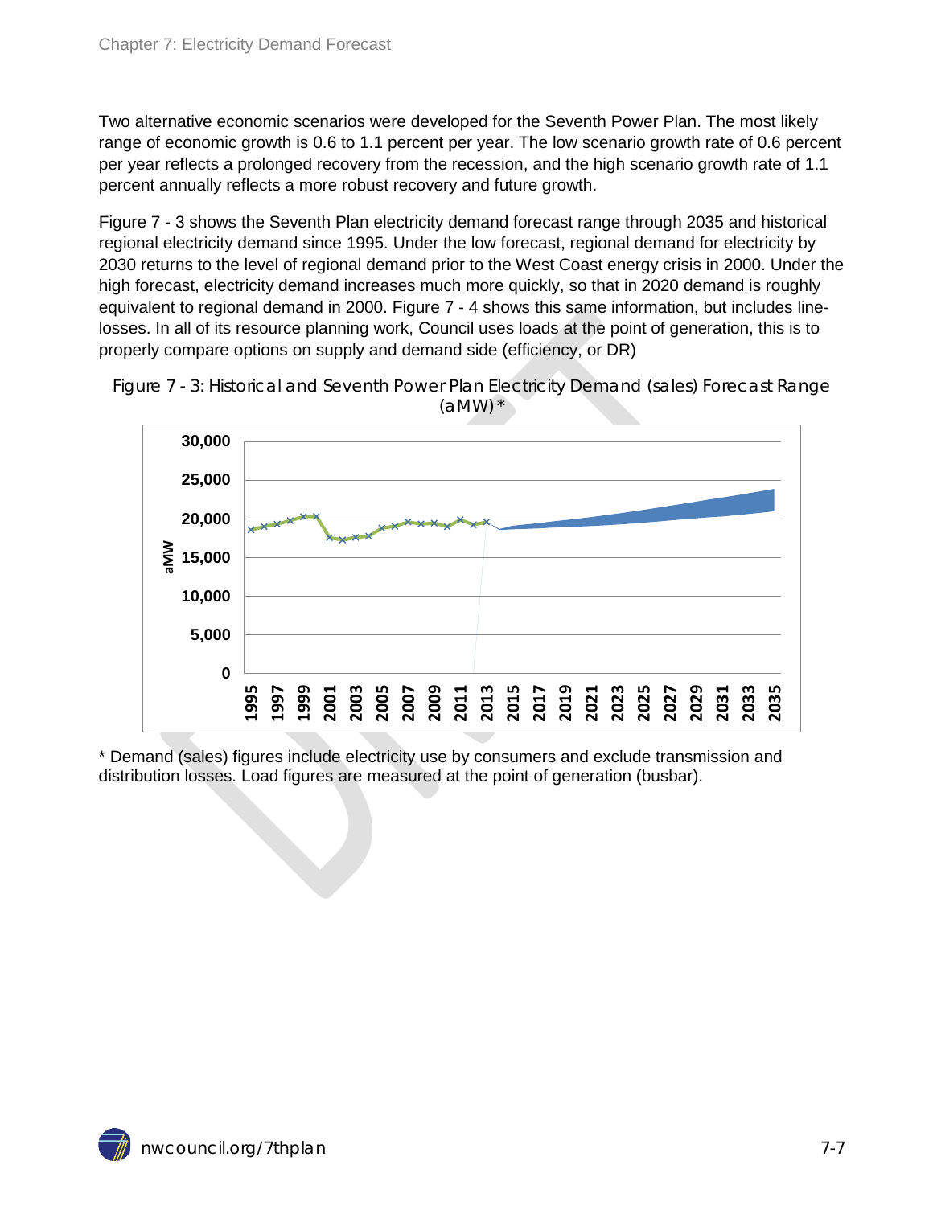Two alternative economic scenarios were developed for the Seventh Power Plan. The most likely range of economic growth is 0.6 to 1.1 percent per year. The low scenario growth rate of 0.6 percent per year reflects a prolonged recovery from the recession, and the high scenario growth rate of 1.1 percent annually reflects a more robust recovery and future growth.

Figure 7 - 3 shows the Seventh Plan electricity demand forecast range through 2035 and historical regional electricity demand since 1995. Under the low forecast, regional demand for electricity by 2030 returns to the level of regional demand prior to the West Coast energy crisis in 2000. Under the high forecast, electricity demand increases much more quickly, so that in 2020 demand is roughly equivalent to regional demand in 2000. Figure 7 - 4 shows this same information, but includes line-losses. In all of its resource planning work, Council uses loads at the point of generation, this is to properly compare options on supply and demand side (efficiency, or DR)

Figure 7 - 3: Historical and Seventh Power Plan Electricity Demand (sales) Forecast Range (aMW)*

\* Demand (sales) figures include electricity use by consumers and exclude transmission and distribution losses. Load figures are measured at the point of generation (busbar).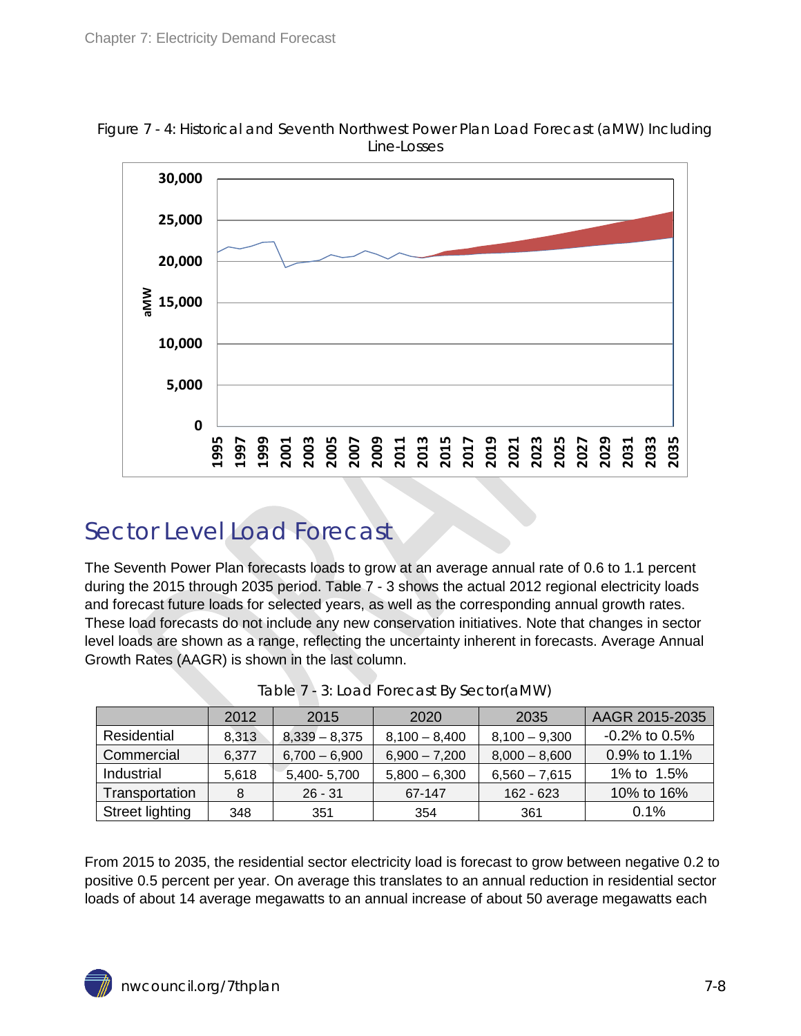Figure 7 - 4: Historical and Seventh Northwest Power Plan Load Forecast (aMW) Including Line-Losses

## Sector Level Load Forecast

The Seventh Power Plan forecasts loads to grow at an average annual rate of 0.6 to 1.1 percent during the 2015 through 2035 period. Table 7 - 3 shows the actual 2012 regional electricity loads and forecast future loads for selected years, as well as the corresponding annual growth rates. These load forecasts do not include any new conservation initiatives. Note that changes in sector level loads are shown as a range, reflecting the uncertainty inherent in forecasts. Average Annual Growth Rates (AAGR) is shown in the last column.

Table 7 - 3: Load Forecast By Sector(aMW)

| | 2012 | 2015 | 2020 | 2035 | AAGR 2015-2035 |
|---|---|---|---|---|---|
| Residential | 8,313 | 8,339 – 8,375 | 8,100 – 8,400 | 8,100 – 9,300 | -0.2% to 0.5% |
| Commercial | 6,377 | 6,700 – 6,900 | 6,900 – 7,200 | 8,000 – 8,600 | 0.9% to 1.1% |
| Industrial | 5,618 | 5,400- 5,700 | 5,800 – 6,300 | 6,560 – 7,615 | 1% to 1.5% |
| Transportation | 8 | 26 - 31 | 67-147 | 162 - 623 | 10% to 16% |
| Street lighting | 348 | 351 | 354 | 361 | 0.1% |

From 2015 to 2035, the residential sector electricity load is forecast to grow between negative 0.2 to positive 0.5 percent per year. On average this translates to an annual reduction in residential sector loads of about 14 average megawatts to an annual increase of about 50 average megawatts each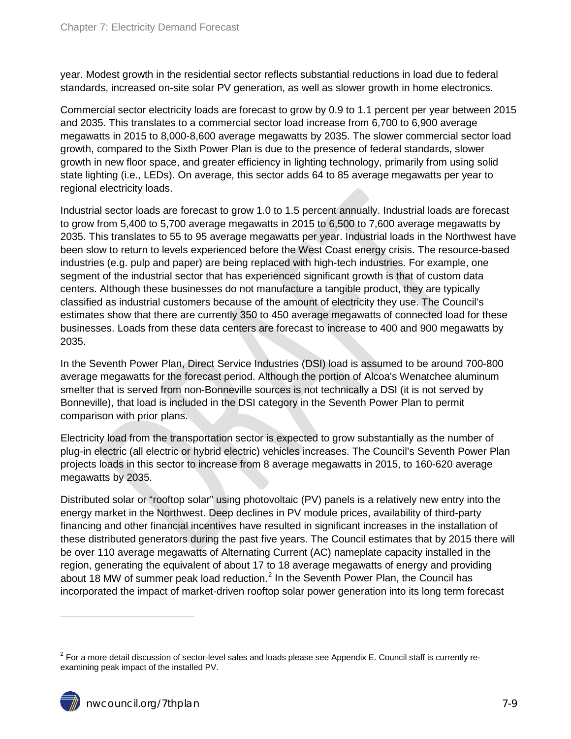year. Modest growth in the residential sector reflects substantial reductions in load due to federal standards, increased on-site solar PV generation, as well as slower growth in home electronics.

Commercial sector electricity loads are forecast to grow by 0.9 to 1.1 percent per year between 2015 and 2035. This translates to a commercial sector load increase from 6,700 to 6,900 average megawatts in 2015 to 8,000-8,600 average megawatts by 2035. The slower commercial sector load growth, compared to the Sixth Power Plan is due to the presence of federal standards, slower growth in new floor space, and greater efficiency in lighting technology, primarily from using solid state lighting (i.e., LEDs). On average, this sector adds 64 to 85 average megawatts per year to regional electricity loads.

Industrial sector loads are forecast to grow 1.0 to 1.5 percent annually. Industrial loads are forecast to grow from 5,400 to 5,700 average megawatts in 2015 to 6,500 to 7,600 average megawatts by 2035. This translates to 55 to 95 average megawatts per year. Industrial loads in the Northwest have been slow to return to levels experienced before the West Coast energy crisis. The resource-based industries (e.g. pulp and paper) are being replaced with high-tech industries. For example, one segment of the industrial sector that has experienced significant growth is that of custom data centers. Although these businesses do not manufacture a tangible product, they are typically classified as industrial customers because of the amount of electricity they use. The Council's estimates show that there are currently 350 to 450 average megawatts of connected load for these businesses. Loads from these data centers are forecast to increase to 400 and 900 megawatts by 2035.

In the Seventh Power Plan, Direct Service Industries (DSI) load is assumed to be around 700-800 average megawatts for the forecast period. Although the portion of Alcoa's Wenatchee aluminum smelter that is served from non-Bonneville sources is not technically a DSI (it is not served by Bonneville), that load is included in the DSI category in the Seventh Power Plan to permit comparison with prior plans.

Electricity load from the transportation sector is expected to grow substantially as the number of plug-in electric (all electric or hybrid electric) vehicles increases. The Council's Seventh Power Plan projects loads in this sector to increase from 8 average megawatts in 2015, to 160-620 average megawatts by 2035.

Distributed solar or "rooftop solar" using photovoltaic (PV) panels is a relatively new entry into the energy market in the Northwest. Deep declines in PV module prices, availability of third-party financing and other financial incentives have resulted in significant increases in the installation of these distributed generators during the past five years. The Council estimates that by 2015 there will be over 110 average megawatts of Alternating Current (AC) nameplate capacity installed in the region, generating the equivalent of about 17 to 18 average megawatts of energy and providing about 18 MW of summer peak load reduction.[2] In the Seventh Power Plan, the Council has incorporated the impact of market-driven rooftop solar power generation into its long term forecast

[2] For a more detail discussion of sector-level sales and loads please see Appendix E. Council staff is currently re-examining peak impact of the installed PV.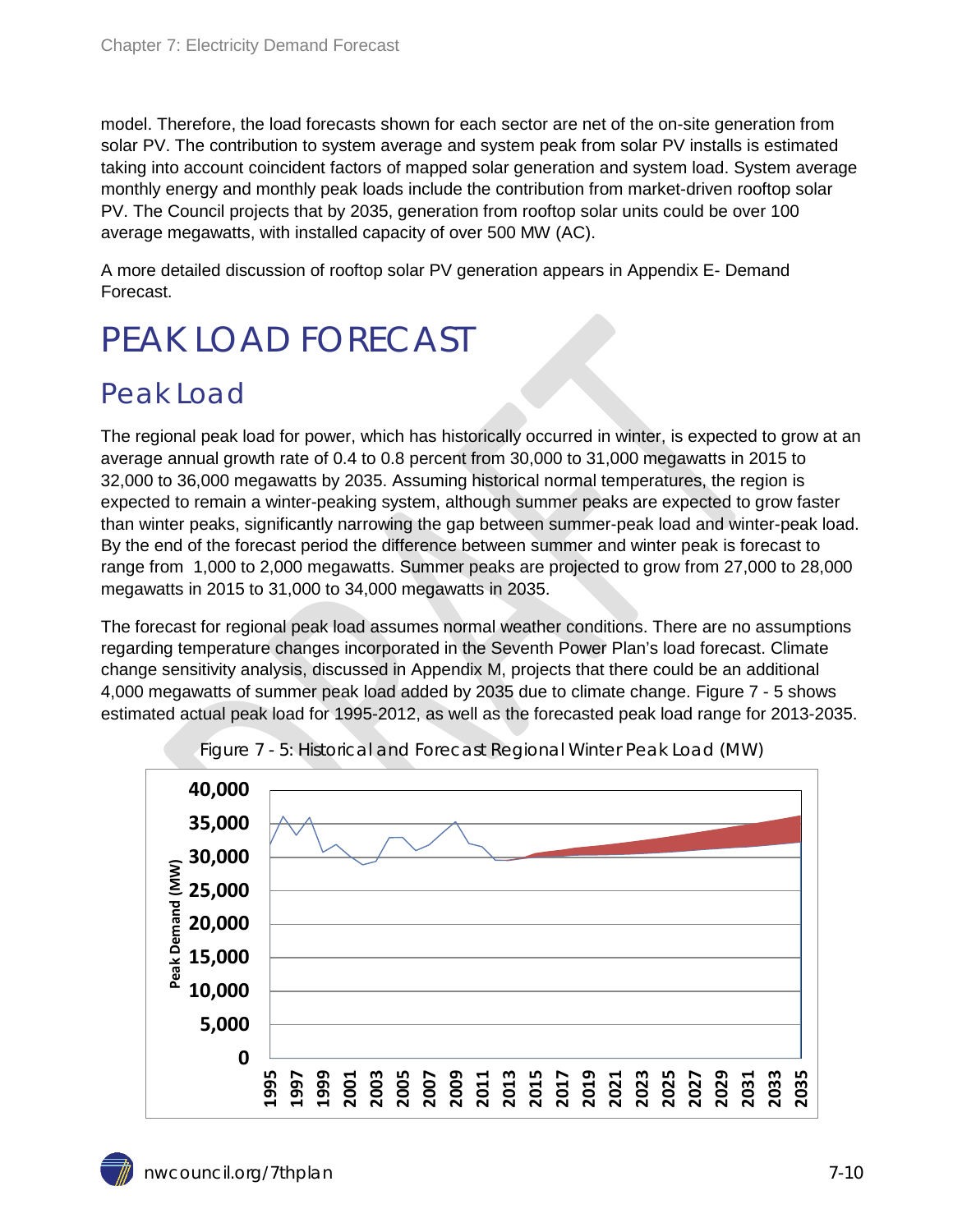model. Therefore, the load forecasts shown for each sector are net of the on-site generation from solar PV. The contribution to system average and system peak from solar PV installs is estimated taking into account coincident factors of mapped solar generation and system load. System average monthly energy and monthly peak loads include the contribution from market-driven rooftop solar PV. The Council projects that by 2035, generation from rooftop solar units could be over 100 average megawatts, with installed capacity of over 500 MW (AC).

A more detailed discussion of rooftop solar PV generation appears in Appendix E- Demand Forecast.

# PEAK LOAD FORECAST

## Peak Load

The regional peak load for power, which has historically occurred in winter, is expected to grow at an average annual growth rate of 0.4 to 0.8 percent from 30,000 to 31,000 megawatts in 2015 to 32,000 to 36,000 megawatts by 2035. Assuming historical normal temperatures, the region is expected to remain a winter-peaking system, although summer peaks are expected to grow faster than winter peaks, significantly narrowing the gap between summer-peak load and winter-peak load. By the end of the forecast period the difference between summer and winter peak is forecast to range from 1,000 to 2,000 megawatts. Summer peaks are projected to grow from 27,000 to 28,000 megawatts in 2015 to 31,000 to 34,000 megawatts in 2035.

The forecast for regional peak load assumes normal weather conditions. There are no assumptions regarding temperature changes incorporated in the Seventh Power Plan's load forecast. Climate change sensitivity analysis, discussed in Appendix M, projects that there could be an additional 4,000 megawatts of summer peak load added by 2035 due to climate change. Figure 7 - 5 shows estimated actual peak load for 1995-2012, as well as the forecasted peak load range for 2013-2035.

Figure 7 - 5: Historical and Forecast Regional Winter Peak Load (MW)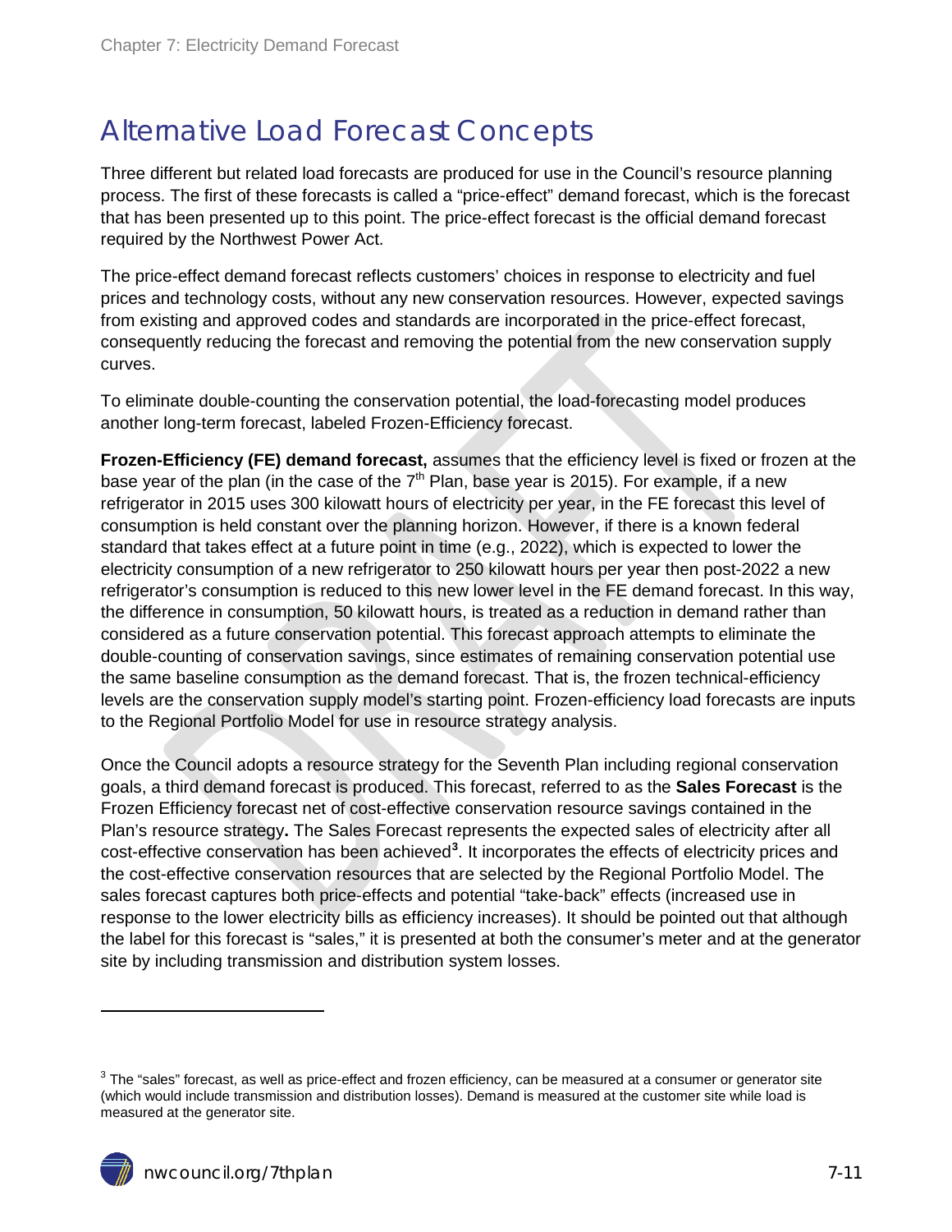# Alternative Load Forecast Concepts

Three different but related load forecasts are produced for use in the Council's resource planning process. The first of these forecasts is called a "price-effect" demand forecast, which is the forecast that has been presented up to this point. The price-effect forecast is the official demand forecast required by the Northwest Power Act.

The price-effect demand forecast reflects customers' choices in response to electricity and fuel prices and technology costs, without any new conservation resources. However, expected savings from existing and approved codes and standards are incorporated in the price-effect forecast, consequently reducing the forecast and removing the potential from the new conservation supply curves.

To eliminate double-counting the conservation potential, the load-forecasting model produces another long-term forecast, labeled Frozen-Efficiency forecast.

**Frozen-Efficiency (FE) demand forecast,** assumes that the efficiency level is fixed or frozen at the base year of the plan (in the case of the 7th Plan, base year is 2015). For example, if a new refrigerator in 2015 uses 300 kilowatt hours of electricity per year, in the FE forecast this level of consumption is held constant over the planning horizon. However, if there is a known federal standard that takes effect at a future point in time (e.g., 2022), which is expected to lower the electricity consumption of a new refrigerator to 250 kilowatt hours per year then post-2022 a new refrigerator's consumption is reduced to this new lower level in the FE demand forecast. In this way, the difference in consumption, 50 kilowatt hours, is treated as a reduction in demand rather than considered as a future conservation potential. This forecast approach attempts to eliminate the double-counting of conservation savings, since estimates of remaining conservation potential use the same baseline consumption as the demand forecast. That is, the frozen technical-efficiency levels are the conservation supply model's starting point. Frozen-efficiency load forecasts are inputs to the Regional Portfolio Model for use in resource strategy analysis.

Once the Council adopts a resource strategy for the Seventh Plan including regional conservation goals, a third demand forecast is produced. This forecast, referred to as the **Sales Forecast** is the Frozen Efficiency forecast net of cost-effective conservation resource savings contained in the Plan's resource strategy**.** The Sales Forecast represents the expected sales of electricity after all cost-effective conservation has been achieved[3]. It incorporates the effects of electricity prices and the cost-effective conservation resources that are selected by the Regional Portfolio Model. The sales forecast captures both price-effects and potential "take-back" effects (increased use in response to the lower electricity bills as efficiency increases). It should be pointed out that although the label for this forecast is "sales," it is presented at both the consumer's meter and at the generator site by including transmission and distribution system losses.

[3] The "sales" forecast, as well as price-effect and frozen efficiency, can be measured at a consumer or generator site (which would include transmission and distribution losses). Demand is measured at the customer site while load is measured at the generator site.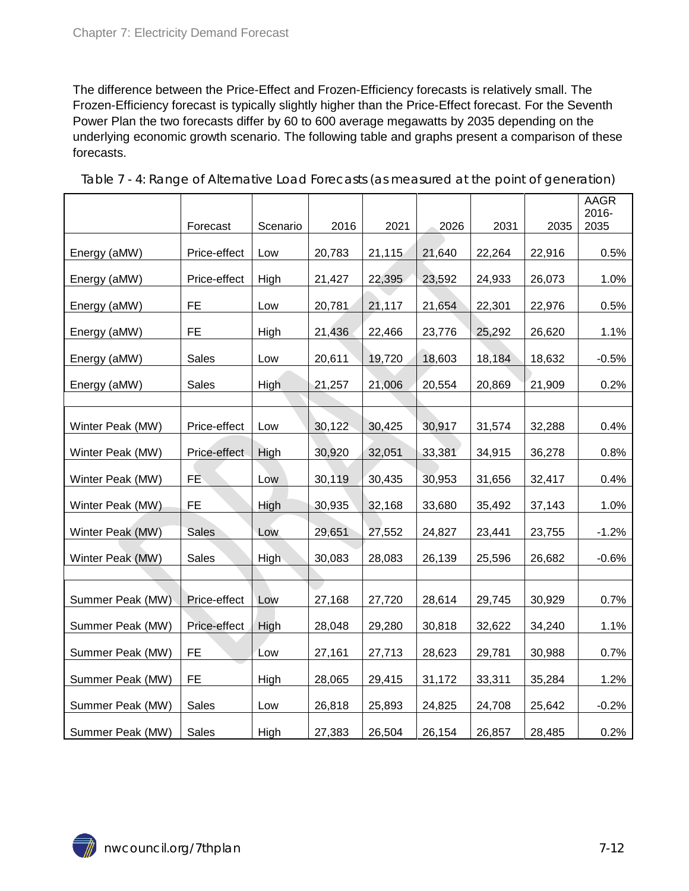The difference between the Price-Effect and Frozen-Efficiency forecasts is relatively small. The Frozen-Efficiency forecast is typically slightly higher than the Price-Effect forecast. For the Seventh Power Plan the two forecasts differ by 60 to 600 average megawatts by 2035 depending on the underlying economic growth scenario. The following table and graphs present a comparison of these forecasts.

Table 7 - 4: Range of Alternative Load Forecasts (as measured at the point of generation)

| | Forecast | Scenario | 2016 | 2021 | 2026 | 2031 | 2035 | AAGR 2016-2035 |
|---|---|---|---|---|---|---|---|---|
| Energy (aMW) | Price-effect | Low | 20,783 | 21,115 | 21,640 | 22,264 | 22,916 | 0.5% |
| Energy (aMW) | Price-effect | High | 21,427 | 22,395 | 23,592 | 24,933 | 26,073 | 1.0% |
| Energy (aMW) | FE | Low | 20,781 | 21,117 | 21,654 | 22,301 | 22,976 | 0.5% |
| Energy (aMW) | FE | High | 21,436 | 22,466 | 23,776 | 25,292 | 26,620 | 1.1% |
| Energy (aMW) | Sales | Low | 20,611 | 19,720 | 18,603 | 18,184 | 18,632 | -0.5% |
| Energy (aMW) | Sales | High | 21,257 | 21,006 | 20,554 | 20,869 | 21,909 | 0.2% |
| | | | | | | | | |
| Winter Peak (MW) | Price-effect | Low | 30,122 | 30,425 | 30,917 | 31,574 | 32,288 | 0.4% |
| Winter Peak (MW) | Price-effect | High | 30,920 | 32,051 | 33,381 | 34,915 | 36,278 | 0.8% |
| Winter Peak (MW) | FE | Low | 30,119 | 30,435 | 30,953 | 31,656 | 32,417 | 0.4% |
| Winter Peak (MW) | FE | High | 30,935 | 32,168 | 33,680 | 35,492 | 37,143 | 1.0% |
| Winter Peak (MW) | Sales | Low | 29,651 | 27,552 | 24,827 | 23,441 | 23,755 | -1.2% |
| Winter Peak (MW) | Sales | High | 30,083 | 28,083 | 26,139 | 25,596 | 26,682 | -0.6% |
| | | | | | | | | |
| Summer Peak (MW) | Price-effect | Low | 27,168 | 27,720 | 28,614 | 29,745 | 30,929 | 0.7% |
| Summer Peak (MW) | Price-effect | High | 28,048 | 29,280 | 30,818 | 32,622 | 34,240 | 1.1% |
| Summer Peak (MW) | FE | Low | 27,161 | 27,713 | 28,623 | 29,781 | 30,988 | 0.7% |
| Summer Peak (MW) | FE | High | 28,065 | 29,415 | 31,172 | 33,311 | 35,284 | 1.2% |
| Summer Peak (MW) | Sales | Low | 26,818 | 25,893 | 24,825 | 24,708 | 25,642 | -0.2% |
| Summer Peak (MW) | Sales | High | 27,383 | 26,504 | 26,154 | 26,857 | 28,485 | 0.2% |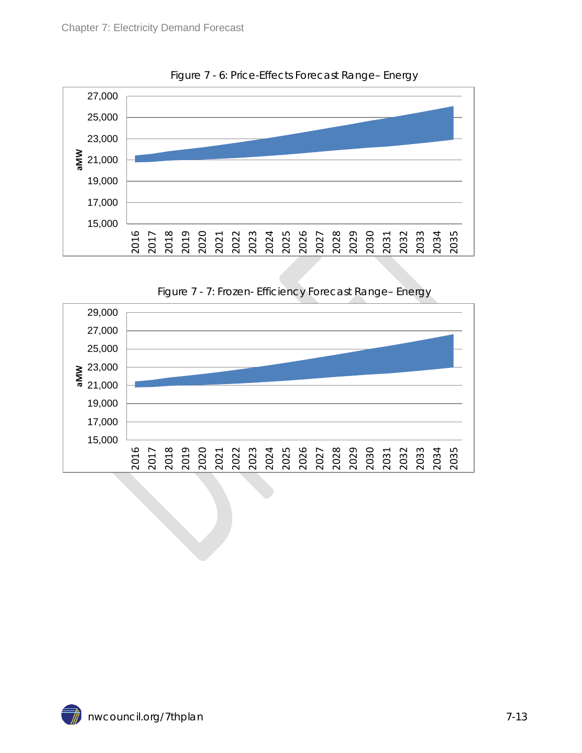Figure 7 - 6: Price-Effects Forecast Range– Energy

Figure 7 - 7: Frozen- Efficiency Forecast Range– Energy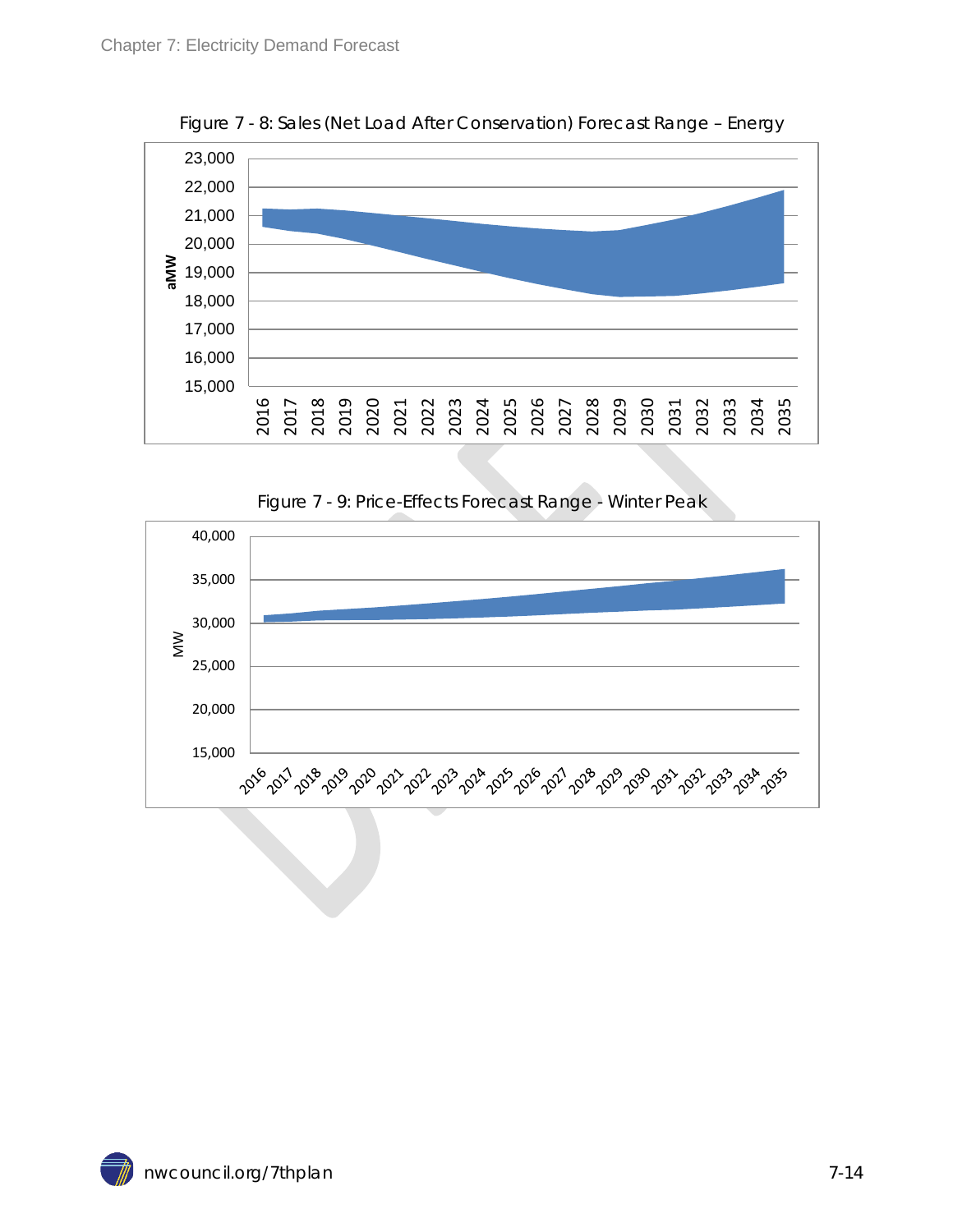Figure 7 - 8: Sales (Net Load After Conservation) Forecast Range – Energy

Figure 7 - 9: Price-Effects Forecast Range - Winter Peak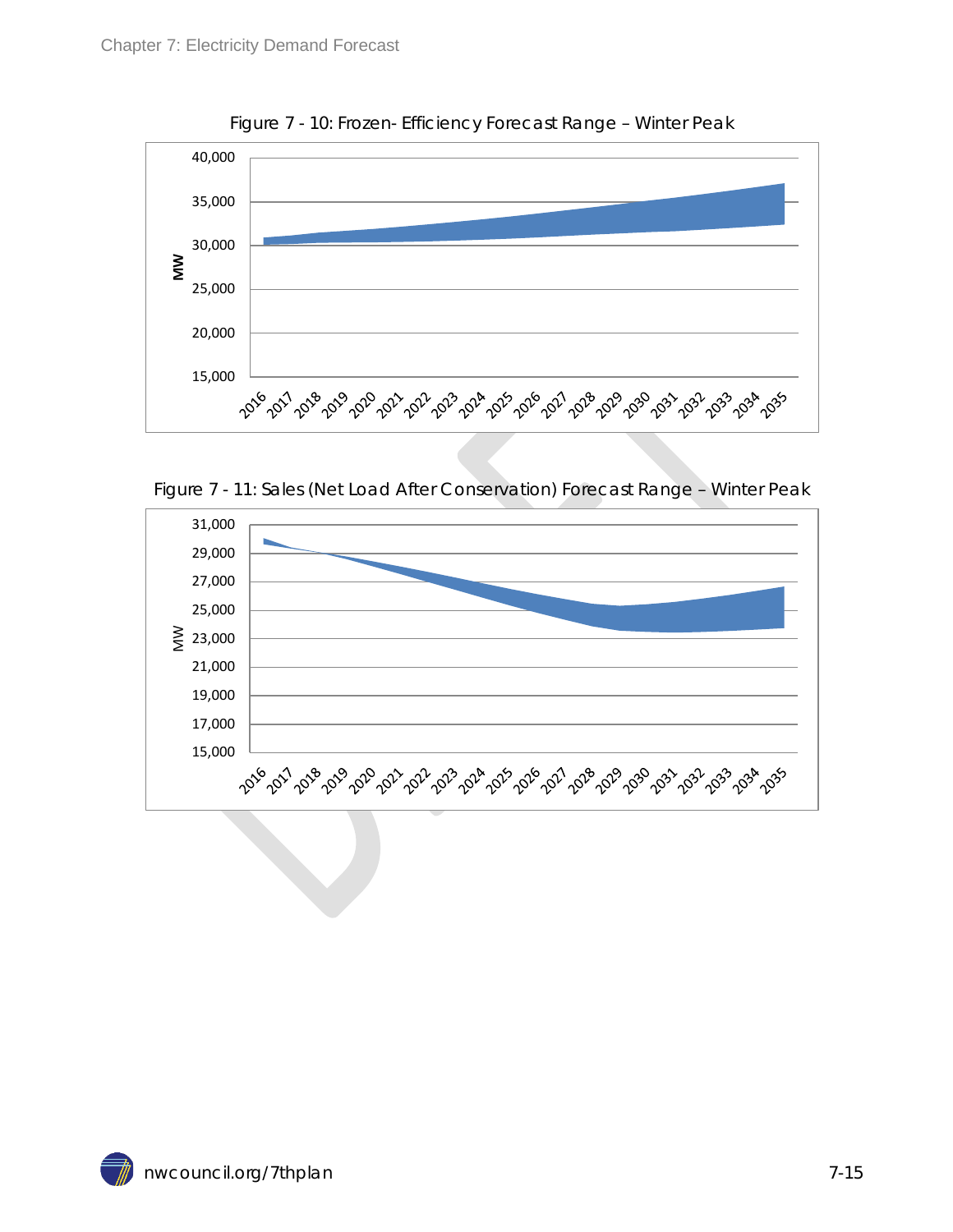Figure 7 - 10: Frozen- Efficiency Forecast Range – Winter Peak

Figure 7 - 11: Sales (Net Load After Conservation) Forecast Range – Winter Peak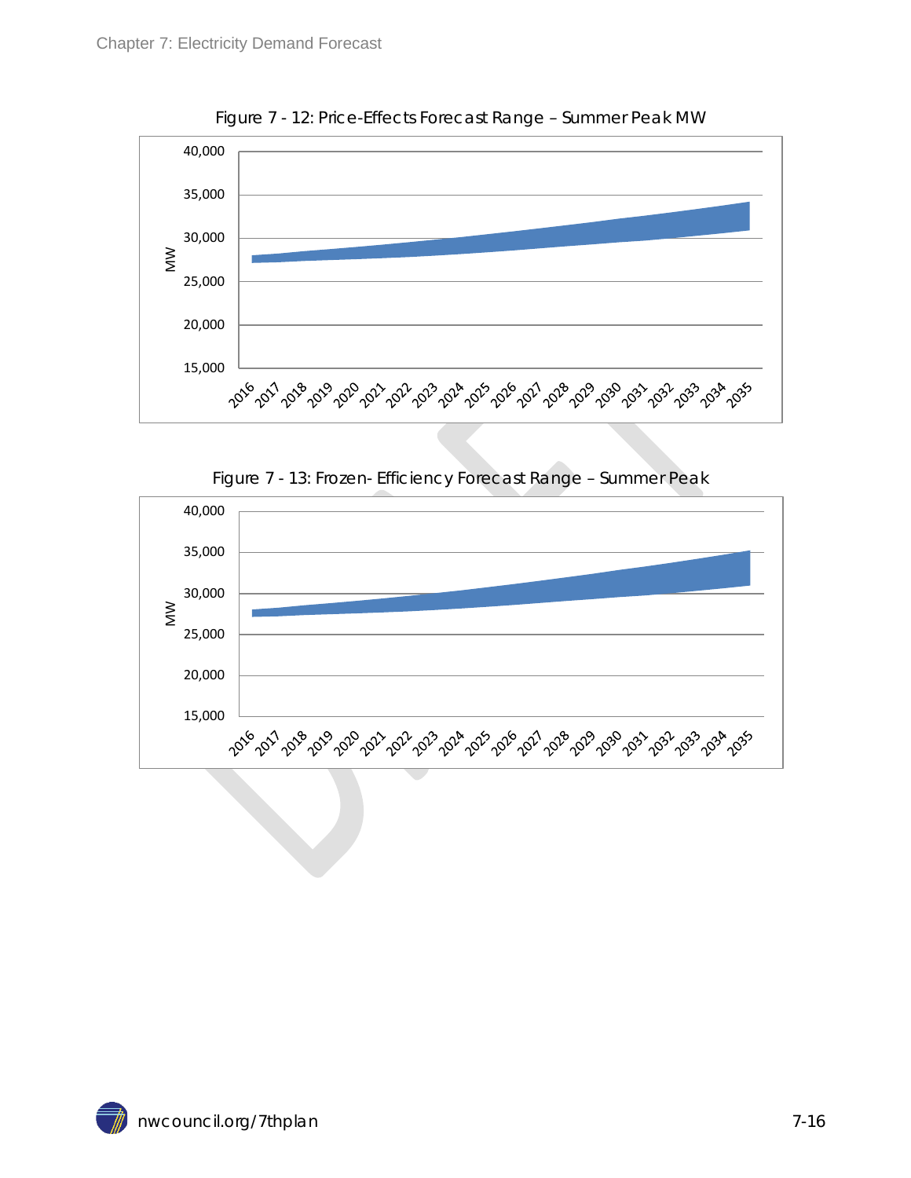Figure 7 - 12: Price-Effects Forecast Range – Summer Peak MW

Figure 7 - 13: Frozen- Efficiency Forecast Range – Summer Peak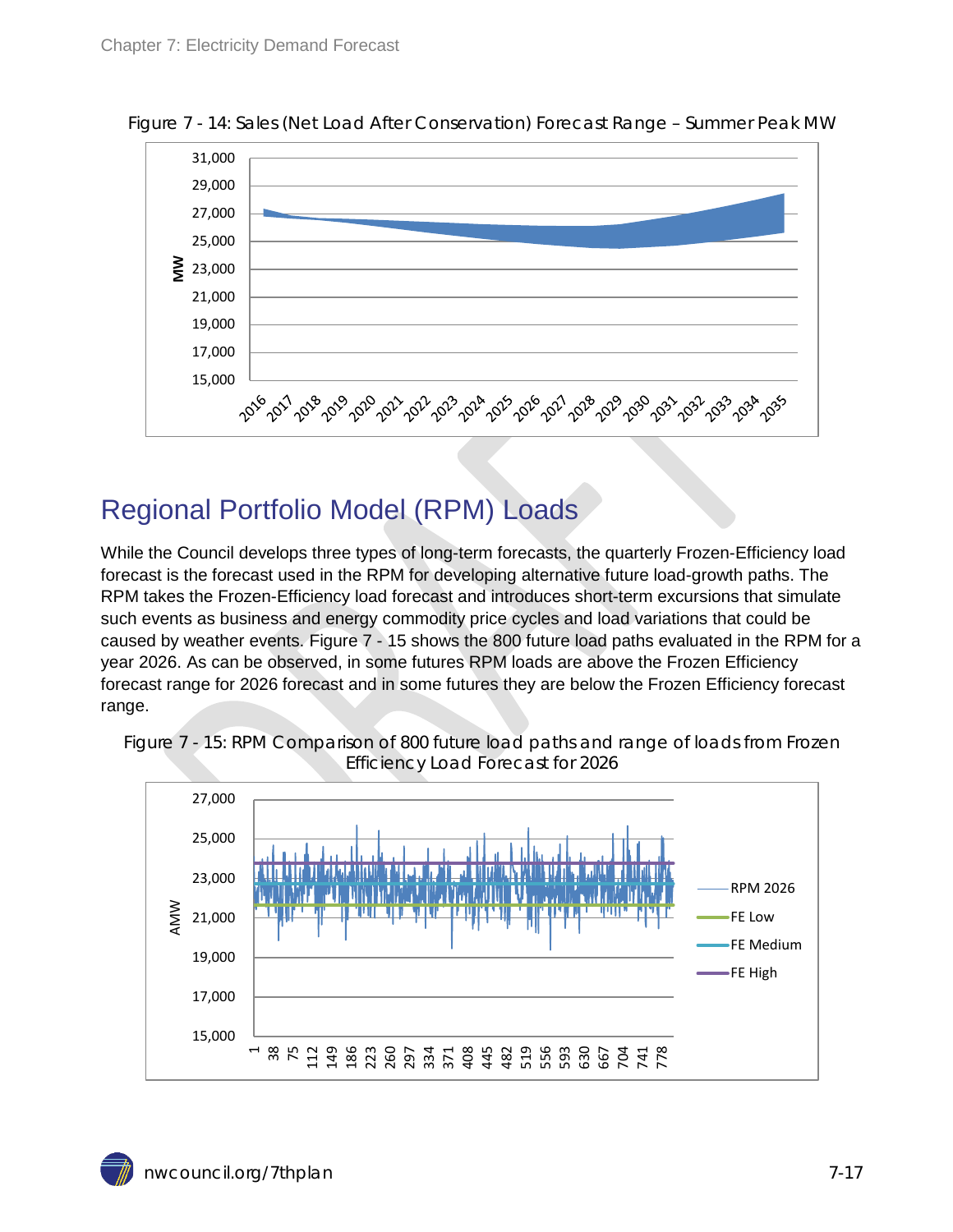Figure 7 - 14: Sales (Net Load After Conservation) Forecast Range – Summer Peak MW

## Regional Portfolio Model (RPM) Loads

While the Council develops three types of long-term forecasts, the quarterly Frozen-Efficiency load forecast is the forecast used in the RPM for developing alternative future load-growth paths. The RPM takes the Frozen-Efficiency load forecast and introduces short-term excursions that simulate such events as business and energy commodity price cycles and load variations that could be caused by weather events. Figure 7 - 15 shows the 800 future load paths evaluated in the RPM for a year 2026. As can be observed, in some futures RPM loads are above the Frozen Efficiency forecast range for 2026 forecast and in some futures they are below the Frozen Efficiency forecast range.

Figure 7 - 15: RPM Comparison of 800 future load paths and range of loads from Frozen Efficiency Load Forecast for 2026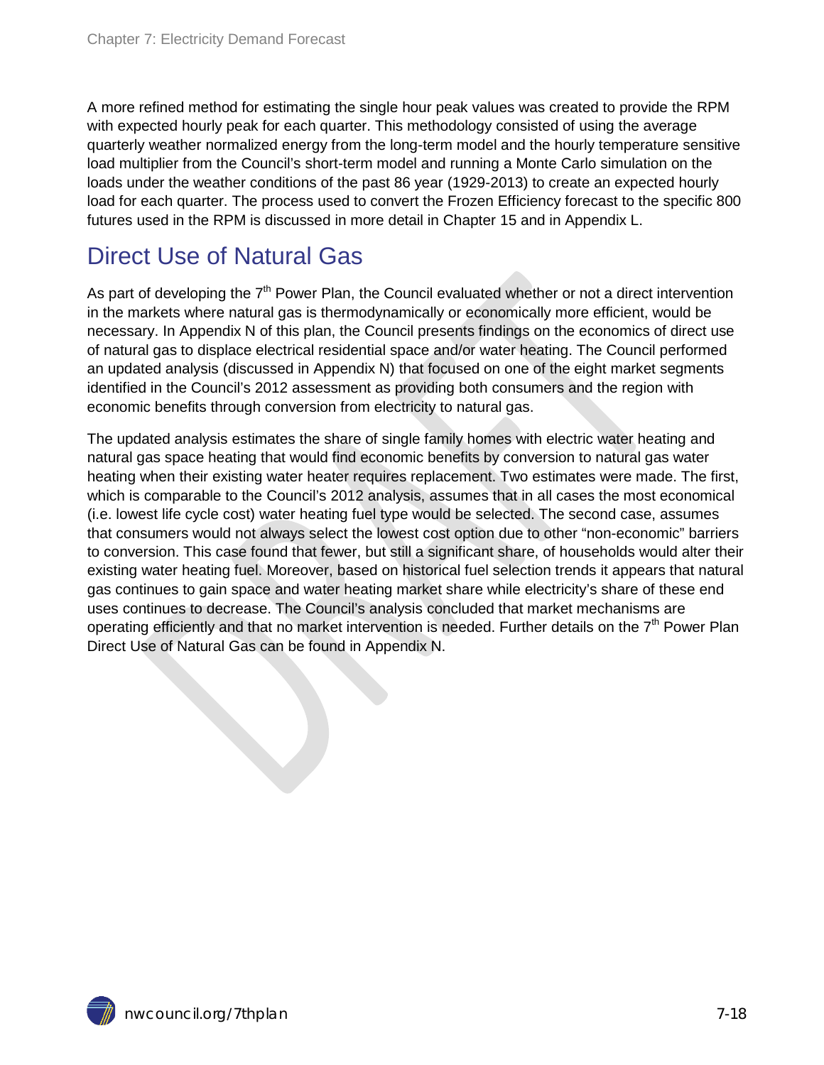A more refined method for estimating the single hour peak values was created to provide the RPM with expected hourly peak for each quarter. This methodology consisted of using the average quarterly weather normalized energy from the long-term model and the hourly temperature sensitive load multiplier from the Council's short-term model and running a Monte Carlo simulation on the loads under the weather conditions of the past 86 year (1929-2013) to create an expected hourly load for each quarter. The process used to convert the Frozen Efficiency forecast to the specific 800 futures used in the RPM is discussed in more detail in Chapter 15 and in Appendix L.

## Direct Use of Natural Gas

As part of developing the 7th Power Plan, the Council evaluated whether or not a direct intervention in the markets where natural gas is thermodynamically or economically more efficient, would be necessary. In Appendix N of this plan, the Council presents findings on the economics of direct use of natural gas to displace electrical residential space and/or water heating. The Council performed an updated analysis (discussed in Appendix N) that focused on one of the eight market segments identified in the Council's 2012 assessment as providing both consumers and the region with economic benefits through conversion from electricity to natural gas.

The updated analysis estimates the share of single family homes with electric water heating and natural gas space heating that would find economic benefits by conversion to natural gas water heating when their existing water heater requires replacement. Two estimates were made. The first, which is comparable to the Council's 2012 analysis, assumes that in all cases the most economical (i.e. lowest life cycle cost) water heating fuel type would be selected. The second case, assumes that consumers would not always select the lowest cost option due to other "non-economic" barriers to conversion. This case found that fewer, but still a significant share, of households would alter their existing water heating fuel. Moreover, based on historical fuel selection trends it appears that natural gas continues to gain space and water heating market share while electricity's share of these end uses continues to decrease. The Council's analysis concluded that market mechanisms are operating efficiently and that no market intervention is needed. Further details on the 7th Power Plan Direct Use of Natural Gas can be found in Appendix N.